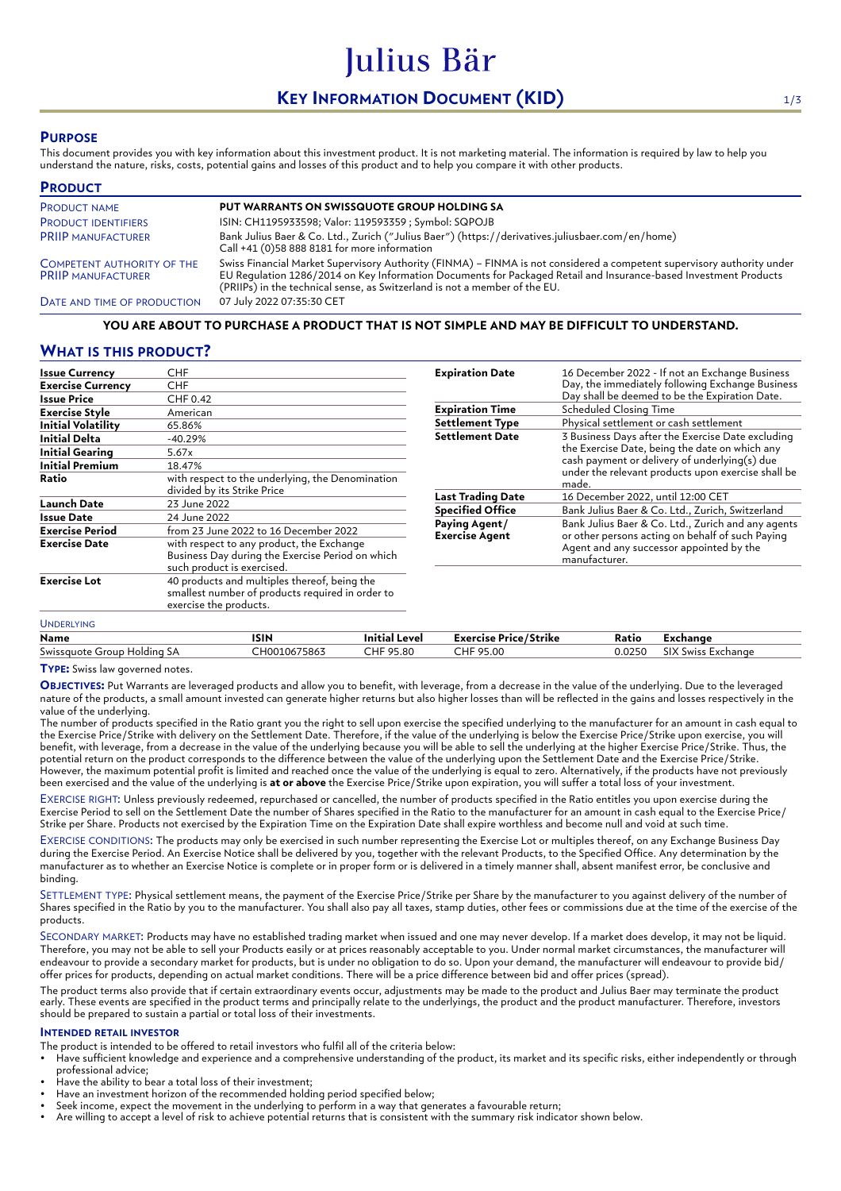# Julius Bär

# KEY INFORMATION DOCUMENT (KID)

## PURPOSE

This document provides you with key information about this investment product. It is not marketing material. The information is required by law to help you understand the nature, risks, costs, potential gains and losses of this product and to help you compare it with other products.

## PRODUCT

| | |
|---|---|
| PRODUCT NAME | **PUT WARRANTS ON SWISSQUOTE GROUP HOLDING SA** |
| PRODUCT IDENTIFIERS | ISIN: CH1195933598; Valor: 119593359 ; Symbol: SQPOJB |
| PRIIP MANUFACTURER | Bank Julius Baer & Co. Ltd., Zurich ("Julius Baer") (https://derivatives.juliusbaer.com/en/home) Call +41 (0)58 888 8181 for more information |
| COMPETENT AUTHORITY OF THE PRIIP MANUFACTURER | Swiss Financial Market Supervisory Authority (FINMA) – FINMA is not considered a competent supervisory authority under EU Regulation 1286/2014 on Key Information Documents for Packaged Retail and Insurance-based Investment Products (PRIIPs) in the technical sense, as Switzerland is not a member of the EU. |
| DATE AND TIME OF PRODUCTION | 07 July 2022 07:35:30 CET |

**YOU ARE ABOUT TO PURCHASE A PRODUCT THAT IS NOT SIMPLE AND MAY BE DIFFICULT TO UNDERSTAND.**

## WHAT IS THIS PRODUCT?

| | |
|---|---|
| **Issue Currency** | CHF |
| **Exercise Currency** | CHF |
| **Issue Price** | CHF 0.42 |
| **Exercise Style** | American |
| **Initial Volatility** | 65.86% |
| **Initial Delta** | -40.29% |
| **Initial Gearing** | 5.67x |
| **Initial Premium** | 18.47% |
| **Ratio** | with respect to the underlying, the Denomination divided by its Strike Price |
| **Launch Date** | 23 June 2022 |
| **Issue Date** | 24 June 2022 |
| **Exercise Period** | from 23 June 2022 to 16 December 2022 |
| **Exercise Date** | with respect to any product, the Exchange Business Day during the Exercise Period on which such product is exercised. |
| **Exercise Lot** | 40 products and multiples thereof, being the smallest number of products required in order to exercise the products. |
| **Expiration Date** | 16 December 2022 - If not an Exchange Business Day, the immediately following Exchange Business Day shall be deemed to be the Expiration Date. |
| **Expiration Time** | Scheduled Closing Time |
| **Settlement Type** | Physical settlement or cash settlement |
| **Settlement Date** | 3 Business Days after the Exercise Date excluding the Exercise Date, being the date on which any cash payment or delivery of underlying(s) due under the relevant products upon exercise shall be made. |
| **Last Trading Date** | 16 December 2022, until 12:00 CET |
| **Specified Office** | Bank Julius Baer & Co. Ltd., Zurich, Switzerland |
| **Paying Agent/ Exercise Agent** | Bank Julius Baer & Co. Ltd., Zurich and any agents or other persons acting on behalf of such Paying Agent and any successor appointed by the manufacturer. |

UNDERLYING

| Name | ISIN | Initial Level | Exercise Price/Strike | Ratio | Exchange |
|---|---|---|---|---|---|
| Swissquote Group Holding SA | CH0010675863 | CHF 95.80 | CHF 95.00 | 0.0250 | SIX Swiss Exchange |

**TYPE:** Swiss law governed notes.

**OBJECTIVES:** Put Warrants are leveraged products and allow you to benefit, with leverage, from a decrease in the value of the underlying. Due to the leveraged nature of the products, a small amount invested can generate higher returns but also higher losses than will be reflected in the gains and losses respectively in the value of the underlying.

The number of products specified in the Ratio grant you the right to sell upon exercise the specified underlying to the manufacturer for an amount in cash equal to the Exercise Price/Strike with delivery on the Settlement Date. Therefore, if the value of the underlying is below the Exercise Price/Strike upon exercise, you will benefit, with leverage, from a decrease in the value of the underlying because you will be able to sell the underlying at the higher Exercise Price/Strike. Thus, the potential return on the product corresponds to the difference between the value of the underlying upon the Settlement Date and the Exercise Price/Strike. However, the maximum potential profit is limited and reached once the value of the underlying is equal to zero. Alternatively, if the products have not previously been exercised and the value of the underlying is **at or above** the Exercise Price/Strike upon expiration, you will suffer a total loss of your investment.

EXERCISE RIGHT: Unless previously redeemed, repurchased or cancelled, the number of products specified in the Ratio entitles you upon exercise during the Exercise Period to sell on the Settlement Date the number of Shares specified in the Ratio to the manufacturer for an amount in cash equal to the Exercise Price/ Strike per Share. Products not exercised by the Expiration Time on the Expiration Date shall expire worthless and become null and void at such time.

EXERCISE CONDITIONS: The products may only be exercised in such number representing the Exercise Lot or multiples thereof, on any Exchange Business Day during the Exercise Period. An Exercise Notice shall be delivered by you, together with the relevant Products, to the Specified Office. Any determination by the manufacturer as to whether an Exercise Notice is complete or in proper form or is delivered in a timely manner shall, absent manifest error, be conclusive and binding.

SETTLEMENT TYPE: Physical settlement means, the payment of the Exercise Price/Strike per Share by the manufacturer to you against delivery of the number of Shares specified in the Ratio by you to the manufacturer. You shall also pay all taxes, stamp duties, other fees or commissions due at the time of the exercise of the products.

SECONDARY MARKET: Products may have no established trading market when issued and one may never develop. If a market does develop, it may not be liquid. Therefore, you may not be able to sell your Products easily or at prices reasonably acceptable to you. Under normal market circumstances, the manufacturer will endeavour to provide a secondary market for products, but is under no obligation to do so. Upon your demand, the manufacturer will endeavour to provide bid/ offer prices for products, depending on actual market conditions. There will be a price difference between bid and offer prices (spread).

The product terms also provide that if certain extraordinary events occur, adjustments may be made to the product and Julius Baer may terminate the product early. These events are specified in the product terms and principally relate to the underlyings, the product and the product manufacturer. Therefore, investors should be prepared to sustain a partial or total loss of their investments.

### INTENDED RETAIL INVESTOR

The product is intended to be offered to retail investors who fulfil all of the criteria below:

- Have sufficient knowledge and experience and a comprehensive understanding of the product, its market and its specific risks, either independently or through professional advice;
- Have the ability to bear a total loss of their investment;
- Have an investment horizon of the recommended holding period specified below;
- Seek income, expect the movement in the underlying to perform in a way that generates a favourable return;
- Are willing to accept a level of risk to achieve potential returns that is consistent with the summary risk indicator shown below.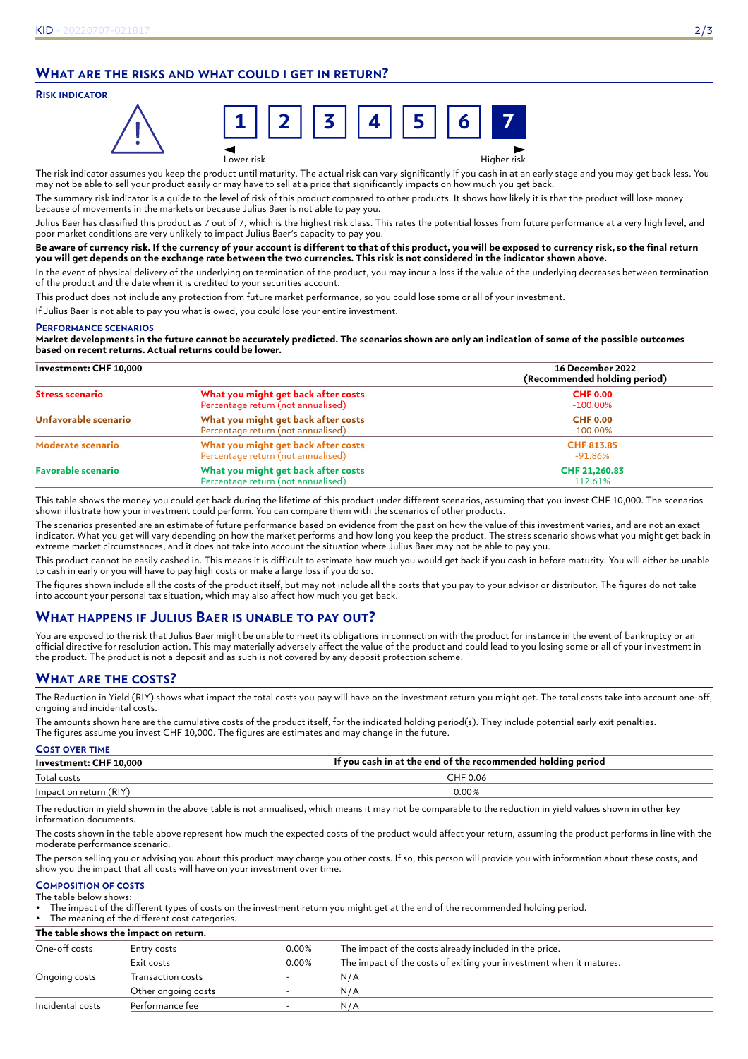## What are the risks and what could I get in return?

### Risk indicator

1 2 3 4 5 6 **7**

Lower risk → Higher risk

The risk indicator assumes you keep the product until maturity. The actual risk can vary significantly if you cash in at an early stage and you may get back less. You may not be able to sell your product easily or may have to sell at a price that significantly impacts on how much you get back.

The summary risk indicator is a guide to the level of risk of this product compared to other products. It shows how likely it is that the product will lose money because of movements in the markets or because Julius Baer is not able to pay you.

Julius Baer has classified this product as 7 out of 7, which is the highest risk class. This rates the potential losses from future performance at a very high level, and poor market conditions are very unlikely to impact Julius Baer's capacity to pay you.

**Be aware of currency risk. If the currency of your account is different to that of this product, you will be exposed to currency risk, so the final return you will get depends on the exchange rate between the two currencies. This risk is not considered in the indicator shown above.**

In the event of physical delivery of the underlying on termination of the product, you may incur a loss if the value of the underlying decreases between termination of the product and the date when it is credited to your securities account.

This product does not include any protection from future market performance, so you could lose some or all of your investment.

If Julius Baer is not able to pay you what is owed, you could lose your entire investment.

### Performance scenarios

**Market developments in the future cannot be accurately predicted. The scenarios shown are only an indication of some of the possible outcomes based on recent returns. Actual returns could be lower.**

| Investment: CHF 10,000 | | 16 December 2022 (Recommended holding period) |
|---|---|---|
| Stress scenario | What you might get back after costs | CHF 0.00 |
| | Percentage return (not annualised) | -100.00% |
| Unfavorable scenario | What you might get back after costs | CHF 0.00 |
| | Percentage return (not annualised) | -100.00% |
| Moderate scenario | What you might get back after costs | CHF 813.85 |
| | Percentage return (not annualised) | -91.86% |
| Favorable scenario | What you might get back after costs | CHF 21,260.83 |
| | Percentage return (not annualised) | 112.61% |

This table shows the money you could get back during the lifetime of this product under different scenarios, assuming that you invest CHF 10,000. The scenarios shown illustrate how your investment could perform. You can compare them with the scenarios of other products.

The scenarios presented are an estimate of future performance based on evidence from the past on how the value of this investment varies, and are not an exact indicator. What you get will vary depending on how the market performs and how long you keep the product. The stress scenario shows what you might get back in extreme market circumstances, and it does not take into account the situation where Julius Baer may not be able to pay you.

This product cannot be easily cashed in. This means it is difficult to estimate how much you would get back if you cash in before maturity. You will either be unable to cash in early or you will have to pay high costs or make a large loss if you do so.

The figures shown include all the costs of the product itself, but may not include all the costs that you pay to your advisor or distributor. The figures do not take into account your personal tax situation, which may also affect how much you get back.

## What happens if Julius Baer is unable to pay out?

You are exposed to the risk that Julius Baer might be unable to meet its obligations in connection with the product for instance in the event of bankruptcy or an official directive for resolution action. This may materially adversely affect the value of the product and could lead to you losing some or all of your investment in the product. The product is not a deposit and as such is not covered by any deposit protection scheme.

## What are the costs?

The Reduction in Yield (RIY) shows what impact the total costs you pay will have on the investment return you might get. The total costs take into account one-off, ongoing and incidental costs.

The amounts shown here are the cumulative costs of the product itself, for the indicated holding period(s). They include potential early exit penalties.
The figures assume you invest CHF 10,000. The figures are estimates and may change in the future.

### Cost over time

| Investment: CHF 10,000 | If you cash in at the end of the recommended holding period |
|---|---|
| Total costs | CHF 0.06 |
| Impact on return (RIY) | 0.00% |

The reduction in yield shown in the above table is not annualised, which means it may not be comparable to the reduction in yield values shown in other key information documents.

The costs shown in the table above represent how much the expected costs of the product would affect your return, assuming the product performs in line with the moderate performance scenario.

The person selling you or advising you about this product may charge you other costs. If so, this person will provide you with information about these costs, and show you the impact that all costs will have on your investment over time.

### Composition of costs

The table below shows:

- The impact of the different types of costs on the investment return you might get at the end of the recommended holding period.
- The meaning of the different cost categories.

| The table shows the impact on return. | | | |
|---|---|---|---|
| One-off costs | Entry costs | 0.00% | The impact of the costs already included in the price. |
| | Exit costs | 0.00% | The impact of the costs of exiting your investment when it matures. |
| Ongoing costs | Transaction costs | - | N/A |
| | Other ongoing costs | - | N/A |
| Incidental costs | Performance fee | - | N/A |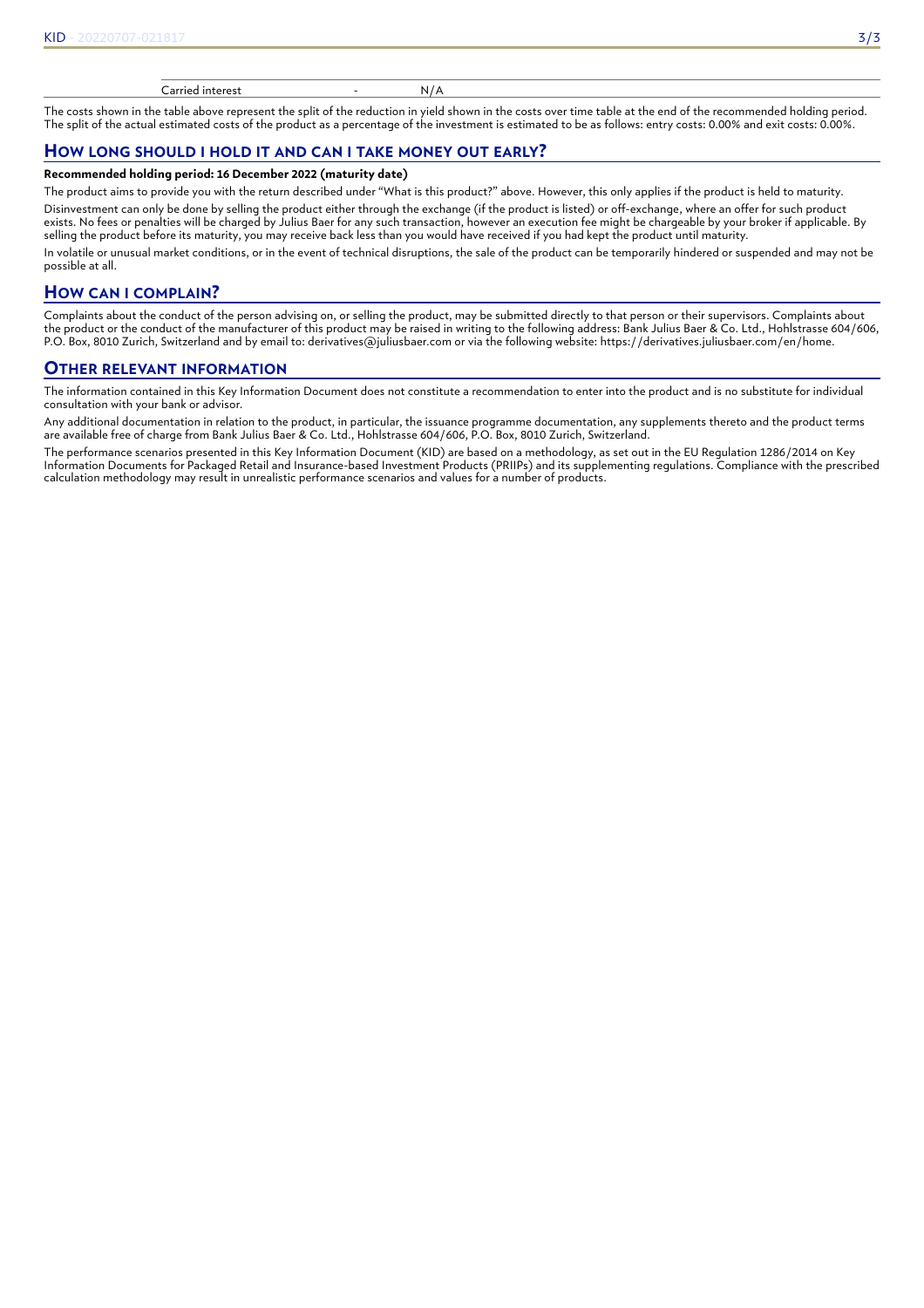| | | |
|---|---|---|
| Carried interest | - | N/A |

The costs shown in the table above represent the split of the reduction in yield shown in the costs over time table at the end of the recommended holding period. The split of the actual estimated costs of the product as a percentage of the investment is estimated to be as follows: entry costs: 0.00% and exit costs: 0.00%.

## How long should I hold it and can I take money out early?

**Recommended holding period: 16 December 2022 (maturity date)**

The product aims to provide you with the return described under "What is this product?" above. However, this only applies if the product is held to maturity.

Disinvestment can only be done by selling the product either through the exchange (if the product is listed) or off-exchange, where an offer for such product exists. No fees or penalties will be charged by Julius Baer for any such transaction, however an execution fee might be chargeable by your broker if applicable. By selling the product before its maturity, you may receive back less than you would have received if you had kept the product until maturity.

In volatile or unusual market conditions, or in the event of technical disruptions, the sale of the product can be temporarily hindered or suspended and may not be possible at all.

## How can I complain?

Complaints about the conduct of the person advising on, or selling the product, may be submitted directly to that person or their supervisors. Complaints about the product or the conduct of the manufacturer of this product may be raised in writing to the following address: Bank Julius Baer & Co. Ltd., Hohlstrasse 604/606, P.O. Box, 8010 Zurich, Switzerland and by email to: derivatives@juliusbaer.com or via the following website: https://derivatives.juliusbaer.com/en/home.

## Other relevant information

The information contained in this Key Information Document does not constitute a recommendation to enter into the product and is no substitute for individual consultation with your bank or advisor.

Any additional documentation in relation to the product, in particular, the issuance programme documentation, any supplements thereto and the product terms are available free of charge from Bank Julius Baer & Co. Ltd., Hohlstrasse 604/606, P.O. Box, 8010 Zurich, Switzerland.

The performance scenarios presented in this Key Information Document (KID) are based on a methodology, as set out in the EU Regulation 1286/2014 on Key Information Documents for Packaged Retail and Insurance-based Investment Products (PRIIPs) and its supplementing regulations. Compliance with the prescribed calculation methodology may result in unrealistic performance scenarios and values for a number of products.